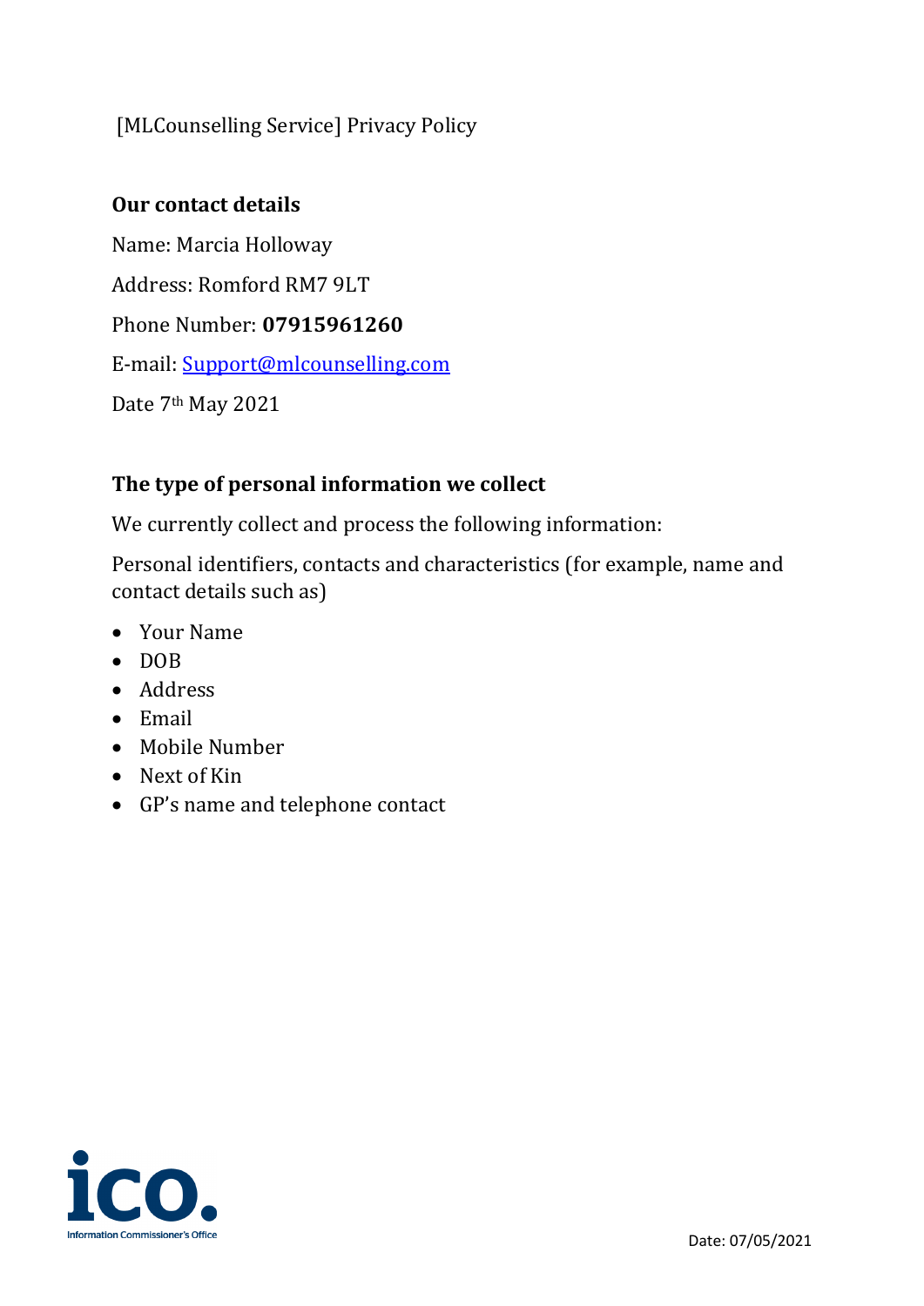[MLCounselling Service] Privacy Policy

**Our contact details**

Name: Marcia Holloway

Address: Romford RM7 9LT

Phone Number: **07915961260**

E-mail: Support@mlcounselling.com

Date 7th May 2021

**The type of personal information we collect**

We currently collect and process the following information:

Personal identifiers, contacts and characteristics (for example, name and contact details such as)

- Your Name
- DOB
- Address
- Email
- Mobile Number
- Next of Kin
- GP's name and telephone contact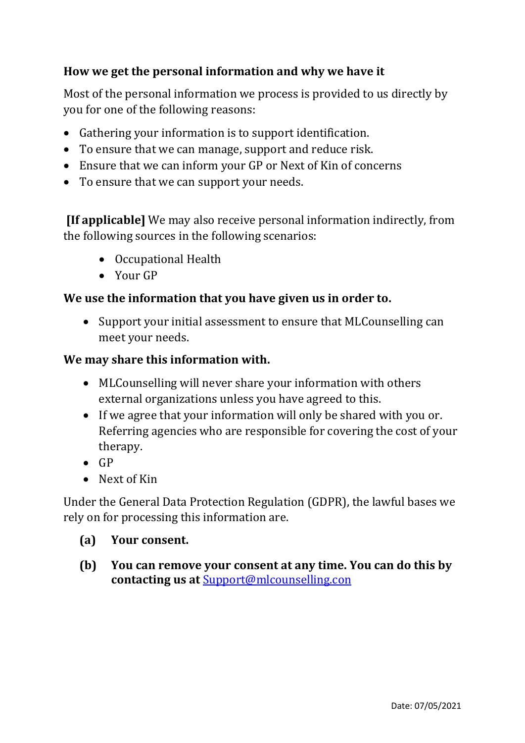**How we get the personal information and why we have it**

Most of the personal information we process is provided to us directly by you for one of the following reasons:

- Gathering your information is to support identification.
- To ensure that we can manage, support and reduce risk.
- Ensure that we can inform your GP or Next of Kin of concerns
- To ensure that we can support your needs.

**[If applicable]** We may also receive personal information indirectly, from the following sources in the following scenarios:

- Occupational Health
- Your GP

**We use the information that you have given us in order to.**

- Support your initial assessment to ensure that MLCounselling can meet your needs.

**We may share this information with.**

- MLCounselling will never share your information with others external organizations unless you have agreed to this.
- If we agree that your information will only be shared with you or. Referring agencies who are responsible for covering the cost of your therapy.
- GP
- Next of Kin

Under the General Data Protection Regulation (GDPR), the lawful bases we rely on for processing this information are.

**(a) Your consent.**

**(b) You can remove your consent at any time. You can do this by contacting us at** Support@mlcounselling.con

Date: 07/05/2021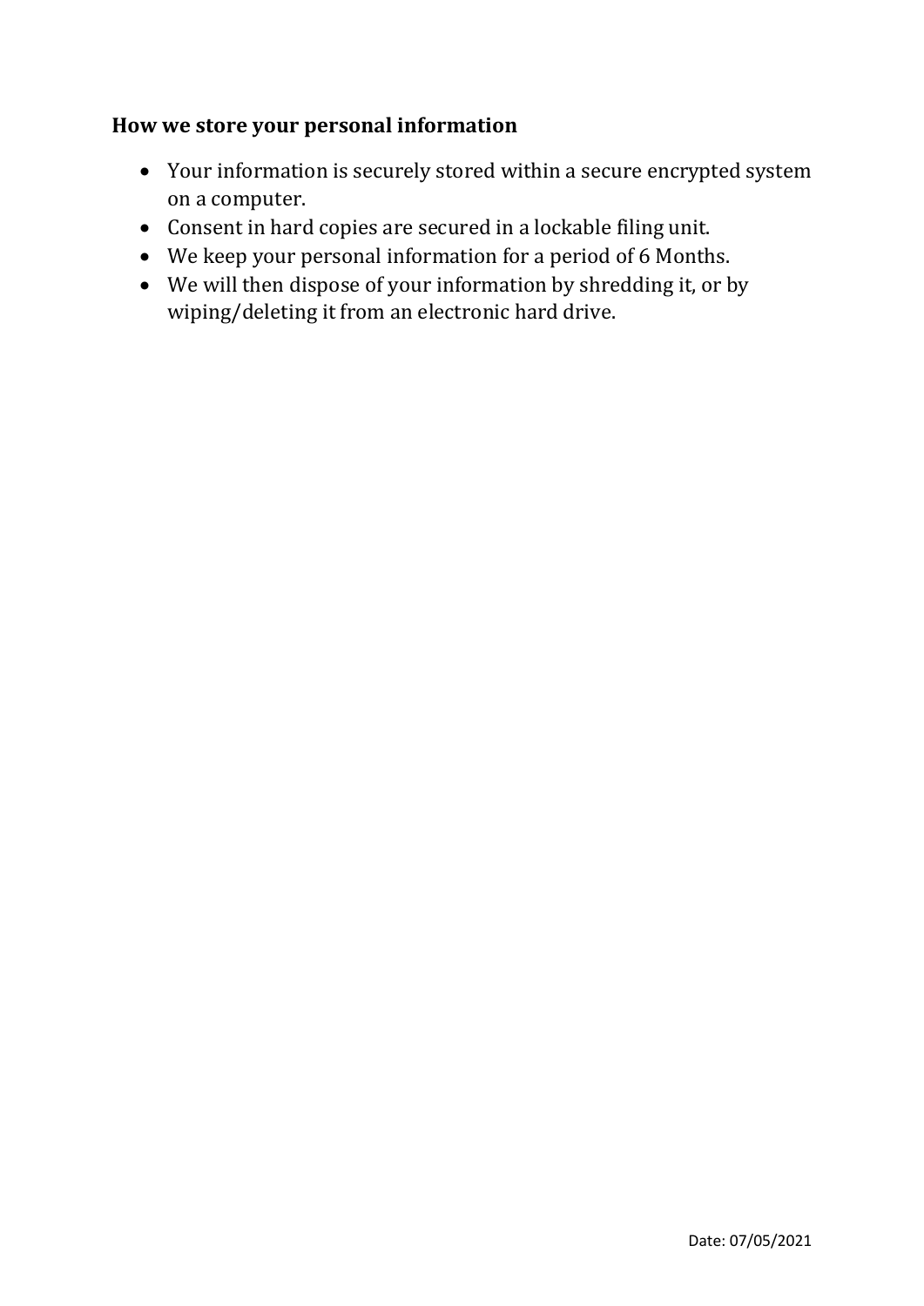**How we store your personal information**

- Your information is securely stored within a secure encrypted system on a computer.
- Consent in hard copies are secured in a lockable filing unit.
- We keep your personal information for a period of 6 Months.
- We will then dispose of your information by shredding it, or by wiping/deleting it from an electronic hard drive.

Date: 07/05/2021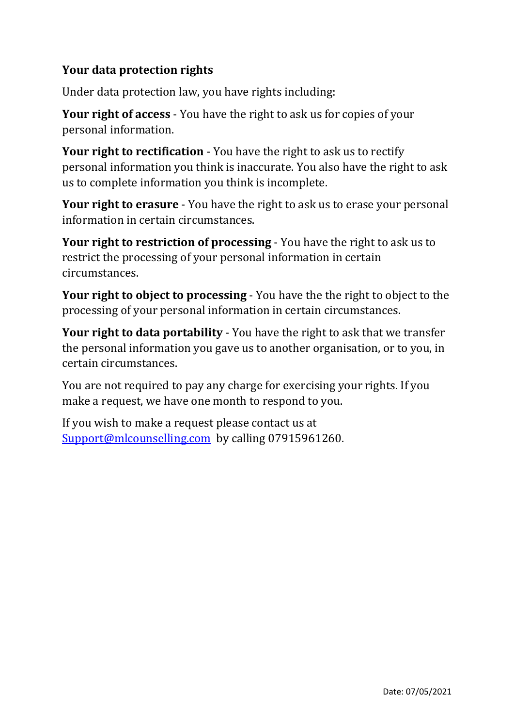**Your data protection rights**

Under data protection law, you have rights including:

**Your right of access** - You have the right to ask us for copies of your personal information.

**Your right to rectification** - You have the right to ask us to rectify personal information you think is inaccurate. You also have the right to ask us to complete information you think is incomplete.

**Your right to erasure** - You have the right to ask us to erase your personal information in certain circumstances.

**Your right to restriction of processing** - You have the right to ask us to restrict the processing of your personal information in certain circumstances.

**Your right to object to processing** - You have the the right to object to the processing of your personal information in certain circumstances.

**Your right to data portability** - You have the right to ask that we transfer the personal information you gave us to another organisation, or to you, in certain circumstances.

You are not required to pay any charge for exercising your rights. If you make a request, we have one month to respond to you.

If you wish to make a request please contact us at Support@mlcounselling.com by calling 07915961260.

Date: 07/05/2021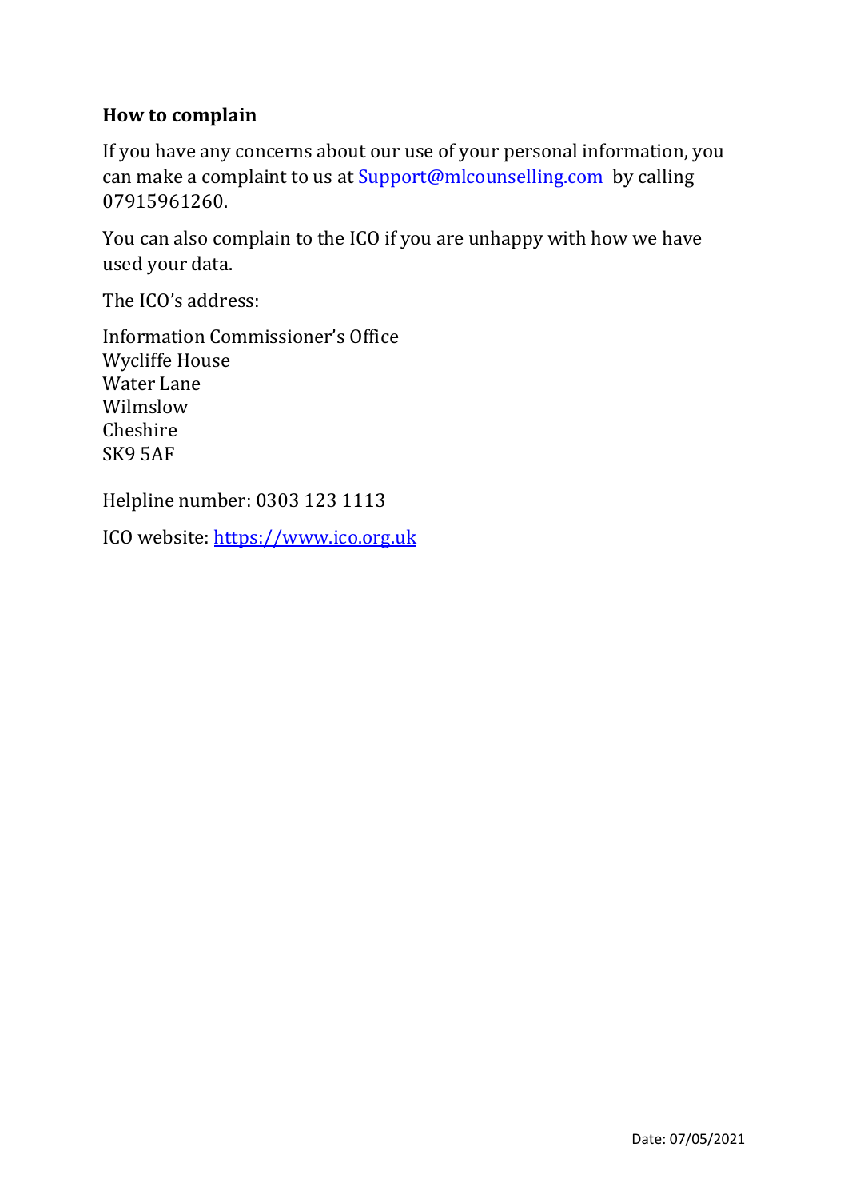**How to complain**

If you have any concerns about our use of your personal information, you can make a complaint to us at Support@mlcounselling.com by calling 07915961260.

You can also complain to the ICO if you are unhappy with how we have used your data.

The ICO's address:

Information Commissioner's Office
Wycliffe House
Water Lane
Wilmslow
Cheshire
SK9 5AF

Helpline number: 0303 123 1113

ICO website: https://www.ico.org.uk

Date: 07/05/2021